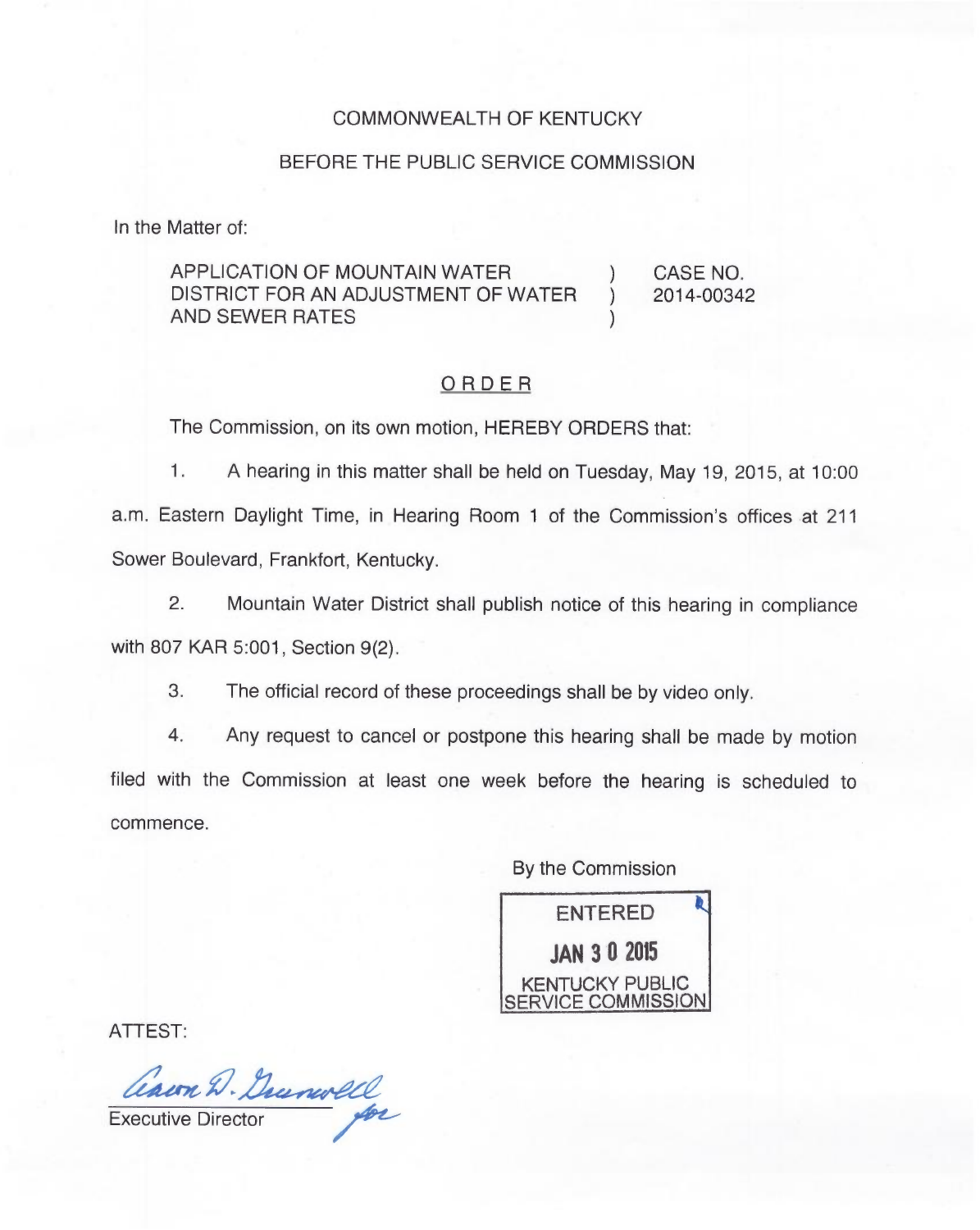COMMONWEALTH OF KENTUCKY

BEFORE THE PUBLIC SERVICE COMMISSION

In the Matter of:

| | | |
|---|---|---|
| APPLICATION OF MOUNTAIN WATER DISTRICT FOR AN ADJUSTMENT OF WATER AND SEWER RATES | ) ) ) | CASE NO. 2014-00342 |

## ORDER

The Commission, on its own motion, HEREBY ORDERS that:

1. A hearing in this matter shall be held on Tuesday, May 19, 2015, at 10:00 a.m. Eastern Daylight Time, in Hearing Room 1 of the Commission's offices at 211 Sower Boulevard, Frankfort, Kentucky.

2. Mountain Water District shall publish notice of this hearing in compliance with 807 KAR 5:001, Section 9(2).

3. The official record of these proceedings shall be by video only.

4. Any request to cancel or postpone this hearing shall be made by motion filed with the Commission at least one week before the hearing is scheduled to commence.

By the Commission

ENTERED
JAN 30 2015
KENTUCKY PUBLIC SERVICE COMMISSION

ATTEST:

Aaron D. Greenwell for

Executive Director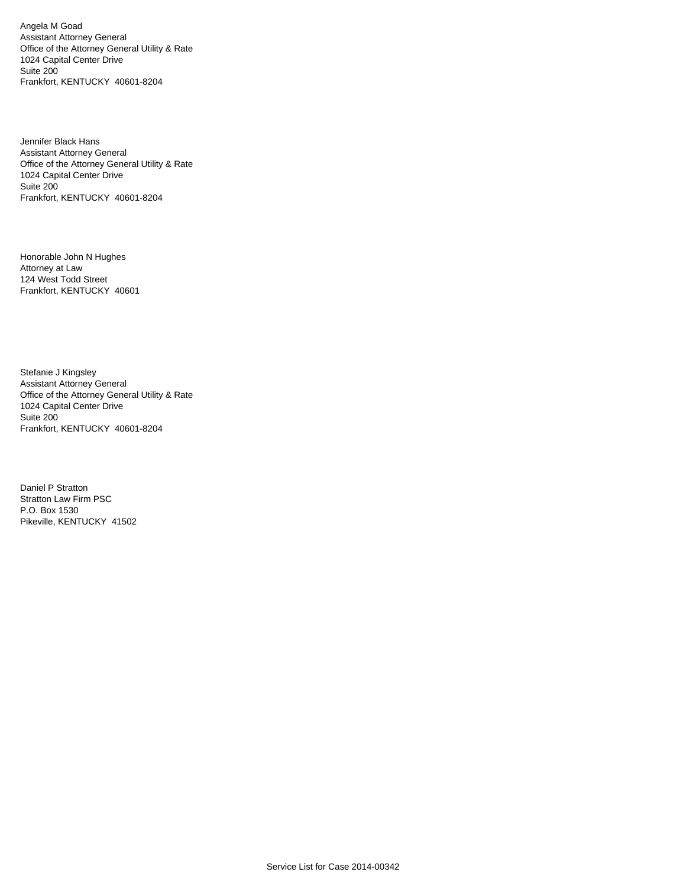Angela M Goad
Assistant Attorney General
Office of the Attorney General Utility & Rate
1024 Capital Center Drive
Suite 200
Frankfort, KENTUCKY 40601-8204

Jennifer Black Hans
Assistant Attorney General
Office of the Attorney General Utility & Rate
1024 Capital Center Drive
Suite 200
Frankfort, KENTUCKY 40601-8204

Honorable John N Hughes
Attorney at Law
124 West Todd Street
Frankfort, KENTUCKY 40601

Stefanie J Kingsley
Assistant Attorney General
Office of the Attorney General Utility & Rate
1024 Capital Center Drive
Suite 200
Frankfort, KENTUCKY 40601-8204

Daniel P Stratton
Stratton Law Firm PSC
P.O. Box 1530
Pikeville, KENTUCKY 41502